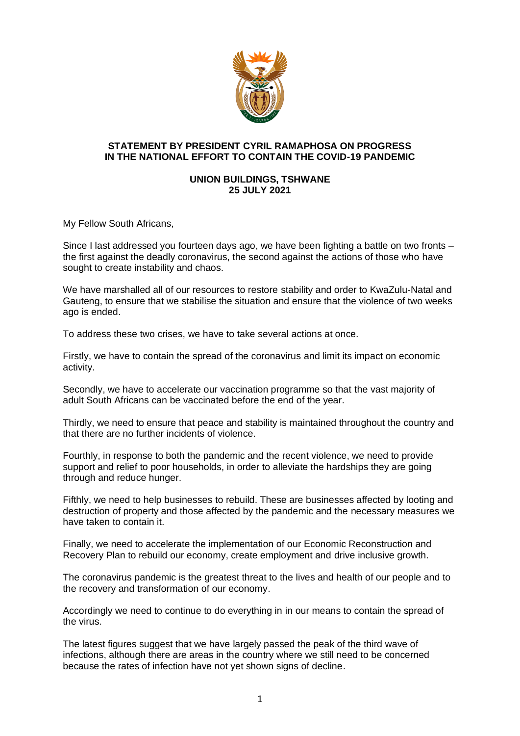**STATEMENT BY PRESIDENT CYRIL RAMAPHOSA ON PROGRESS IN THE NATIONAL EFFORT TO CONTAIN THE COVID-19 PANDEMIC**

**UNION BUILDINGS, TSHWANE**
**25 JULY 2021**

My Fellow South Africans,

Since I last addressed you fourteen days ago, we have been fighting a battle on two fronts – the first against the deadly coronavirus, the second against the actions of those who have sought to create instability and chaos.

We have marshalled all of our resources to restore stability and order to KwaZulu-Natal and Gauteng, to ensure that we stabilise the situation and ensure that the violence of two weeks ago is ended.

To address these two crises, we have to take several actions at once.

Firstly, we have to contain the spread of the coronavirus and limit its impact on economic activity.

Secondly, we have to accelerate our vaccination programme so that the vast majority of adult South Africans can be vaccinated before the end of the year.

Thirdly, we need to ensure that peace and stability is maintained throughout the country and that there are no further incidents of violence.

Fourthly, in response to both the pandemic and the recent violence, we need to provide support and relief to poor households, in order to alleviate the hardships they are going through and reduce hunger.

Fifthly, we need to help businesses to rebuild. These are businesses affected by looting and destruction of property and those affected by the pandemic and the necessary measures we have taken to contain it.

Finally, we need to accelerate the implementation of our Economic Reconstruction and Recovery Plan to rebuild our economy, create employment and drive inclusive growth.

The coronavirus pandemic is the greatest threat to the lives and health of our people and to the recovery and transformation of our economy.

Accordingly we need to continue to do everything in in our means to contain the spread of the virus.

The latest figures suggest that we have largely passed the peak of the third wave of infections, although there are areas in the country where we still need to be concerned because the rates of infection have not yet shown signs of decline.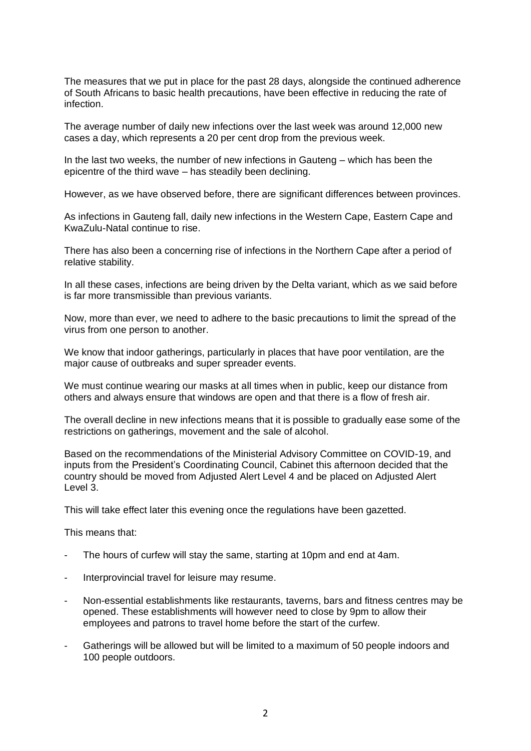The measures that we put in place for the past 28 days, alongside the continued adherence of South Africans to basic health precautions, have been effective in reducing the rate of infection.

The average number of daily new infections over the last week was around 12,000 new cases a day, which represents a 20 per cent drop from the previous week.

In the last two weeks, the number of new infections in Gauteng – which has been the epicentre of the third wave – has steadily been declining.

However, as we have observed before, there are significant differences between provinces.

As infections in Gauteng fall, daily new infections in the Western Cape, Eastern Cape and KwaZulu-Natal continue to rise.

There has also been a concerning rise of infections in the Northern Cape after a period of relative stability.

In all these cases, infections are being driven by the Delta variant, which as we said before is far more transmissible than previous variants.

Now, more than ever, we need to adhere to the basic precautions to limit the spread of the virus from one person to another.

We know that indoor gatherings, particularly in places that have poor ventilation, are the major cause of outbreaks and super spreader events.

We must continue wearing our masks at all times when in public, keep our distance from others and always ensure that windows are open and that there is a flow of fresh air.

The overall decline in new infections means that it is possible to gradually ease some of the restrictions on gatherings, movement and the sale of alcohol.

Based on the recommendations of the Ministerial Advisory Committee on COVID-19, and inputs from the President's Coordinating Council, Cabinet this afternoon decided that the country should be moved from Adjusted Alert Level 4 and be placed on Adjusted Alert Level 3.

This will take effect later this evening once the regulations have been gazetted.

This means that:

- The hours of curfew will stay the same, starting at 10pm and end at 4am.
- Interprovincial travel for leisure may resume.
- Non-essential establishments like restaurants, taverns, bars and fitness centres may be opened. These establishments will however need to close by 9pm to allow their employees and patrons to travel home before the start of the curfew.
- Gatherings will be allowed but will be limited to a maximum of 50 people indoors and 100 people outdoors.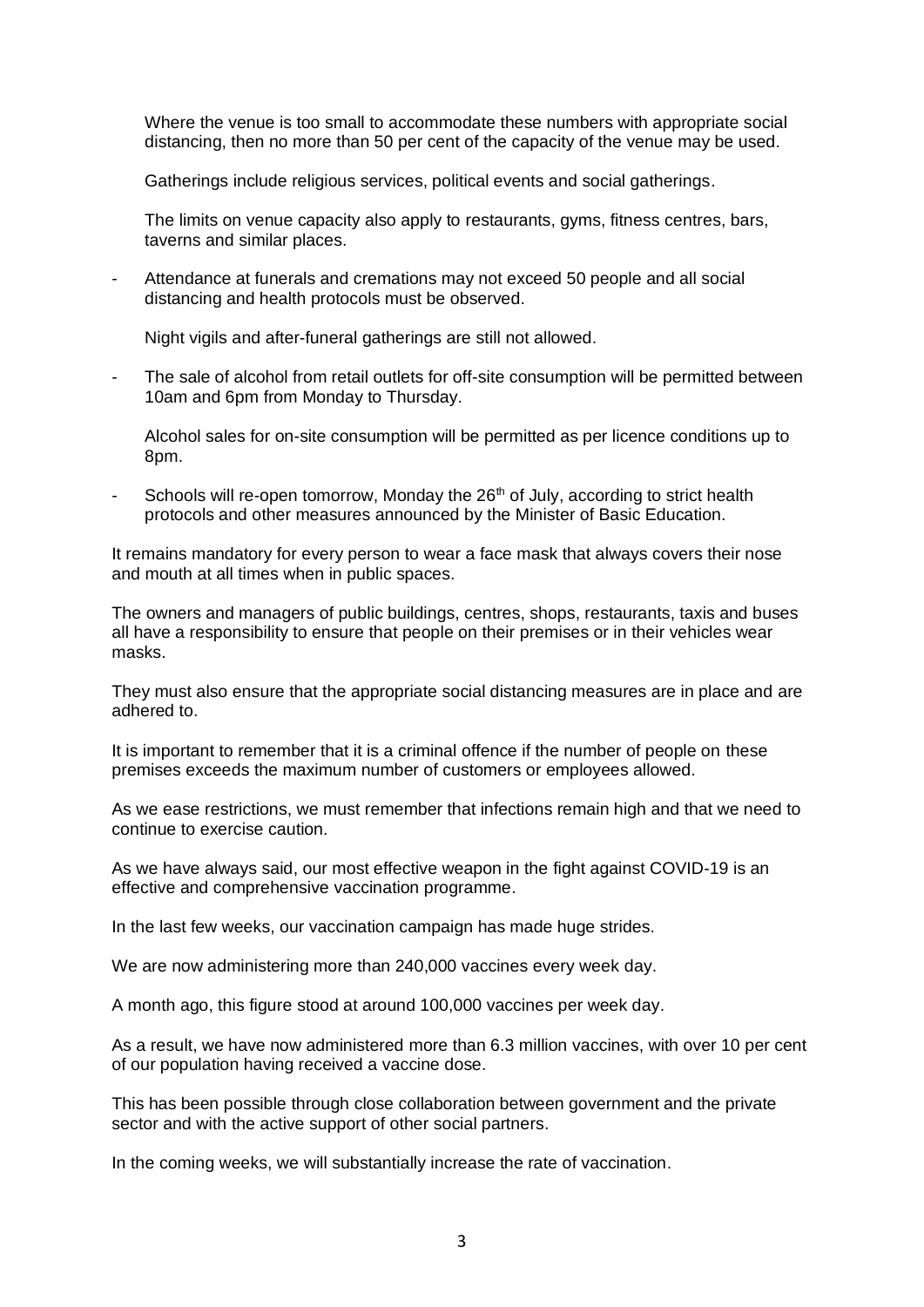Where the venue is too small to accommodate these numbers with appropriate social distancing, then no more than 50 per cent of the capacity of the venue may be used.

Gatherings include religious services, political events and social gatherings.

The limits on venue capacity also apply to restaurants, gyms, fitness centres, bars, taverns and similar places.

- Attendance at funerals and cremations may not exceed 50 people and all social distancing and health protocols must be observed.

  Night vigils and after-funeral gatherings are still not allowed.

- The sale of alcohol from retail outlets for off-site consumption will be permitted between 10am and 6pm from Monday to Thursday.

  Alcohol sales for on-site consumption will be permitted as per licence conditions up to 8pm.

- Schools will re-open tomorrow, Monday the 26th of July, according to strict health protocols and other measures announced by the Minister of Basic Education.

It remains mandatory for every person to wear a face mask that always covers their nose and mouth at all times when in public spaces.

The owners and managers of public buildings, centres, shops, restaurants, taxis and buses all have a responsibility to ensure that people on their premises or in their vehicles wear masks.

They must also ensure that the appropriate social distancing measures are in place and are adhered to.

It is important to remember that it is a criminal offence if the number of people on these premises exceeds the maximum number of customers or employees allowed.

As we ease restrictions, we must remember that infections remain high and that we need to continue to exercise caution.

As we have always said, our most effective weapon in the fight against COVID-19 is an effective and comprehensive vaccination programme.

In the last few weeks, our vaccination campaign has made huge strides.

We are now administering more than 240,000 vaccines every week day.

A month ago, this figure stood at around 100,000 vaccines per week day.

As a result, we have now administered more than 6.3 million vaccines, with over 10 per cent of our population having received a vaccine dose.

This has been possible through close collaboration between government and the private sector and with the active support of other social partners.

In the coming weeks, we will substantially increase the rate of vaccination.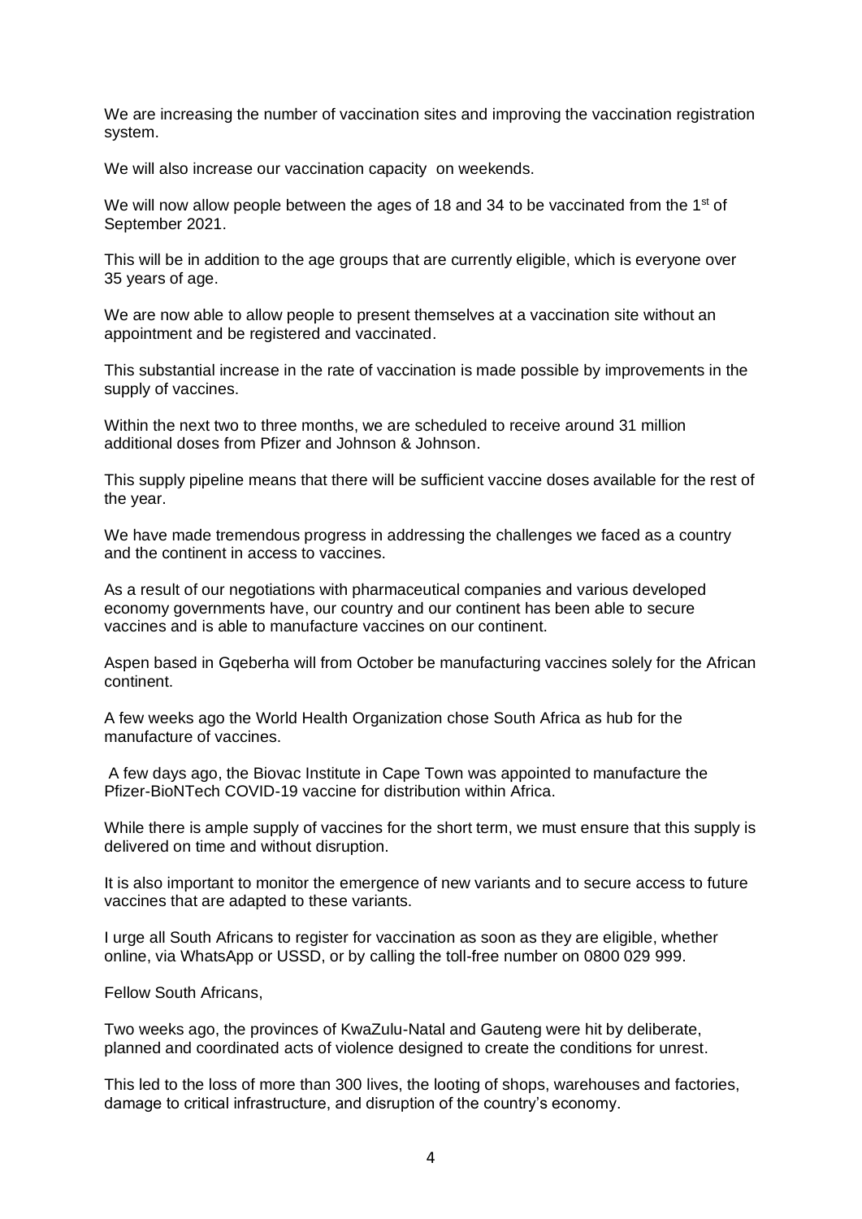We are increasing the number of vaccination sites and improving the vaccination registration system.

We will also increase our vaccination capacity on weekends.

We will now allow people between the ages of 18 and 34 to be vaccinated from the 1st of September 2021.

This will be in addition to the age groups that are currently eligible, which is everyone over 35 years of age.

We are now able to allow people to present themselves at a vaccination site without an appointment and be registered and vaccinated.

This substantial increase in the rate of vaccination is made possible by improvements in the supply of vaccines.

Within the next two to three months, we are scheduled to receive around 31 million additional doses from Pfizer and Johnson & Johnson.

This supply pipeline means that there will be sufficient vaccine doses available for the rest of the year.

We have made tremendous progress in addressing the challenges we faced as a country and the continent in access to vaccines.

As a result of our negotiations with pharmaceutical companies and various developed economy governments have, our country and our continent has been able to secure vaccines and is able to manufacture vaccines on our continent.

Aspen based in Gqeberha will from October be manufacturing vaccines solely for the African continent.

A few weeks ago the World Health Organization chose South Africa as hub for the manufacture of vaccines.

A few days ago, the Biovac Institute in Cape Town was appointed to manufacture the Pfizer-BioNTech COVID-19 vaccine for distribution within Africa.

While there is ample supply of vaccines for the short term, we must ensure that this supply is delivered on time and without disruption.

It is also important to monitor the emergence of new variants and to secure access to future vaccines that are adapted to these variants.

I urge all South Africans to register for vaccination as soon as they are eligible, whether online, via WhatsApp or USSD, or by calling the toll-free number on 0800 029 999.

Fellow South Africans,

Two weeks ago, the provinces of KwaZulu-Natal and Gauteng were hit by deliberate, planned and coordinated acts of violence designed to create the conditions for unrest.

This led to the loss of more than 300 lives, the looting of shops, warehouses and factories, damage to critical infrastructure, and disruption of the country's economy.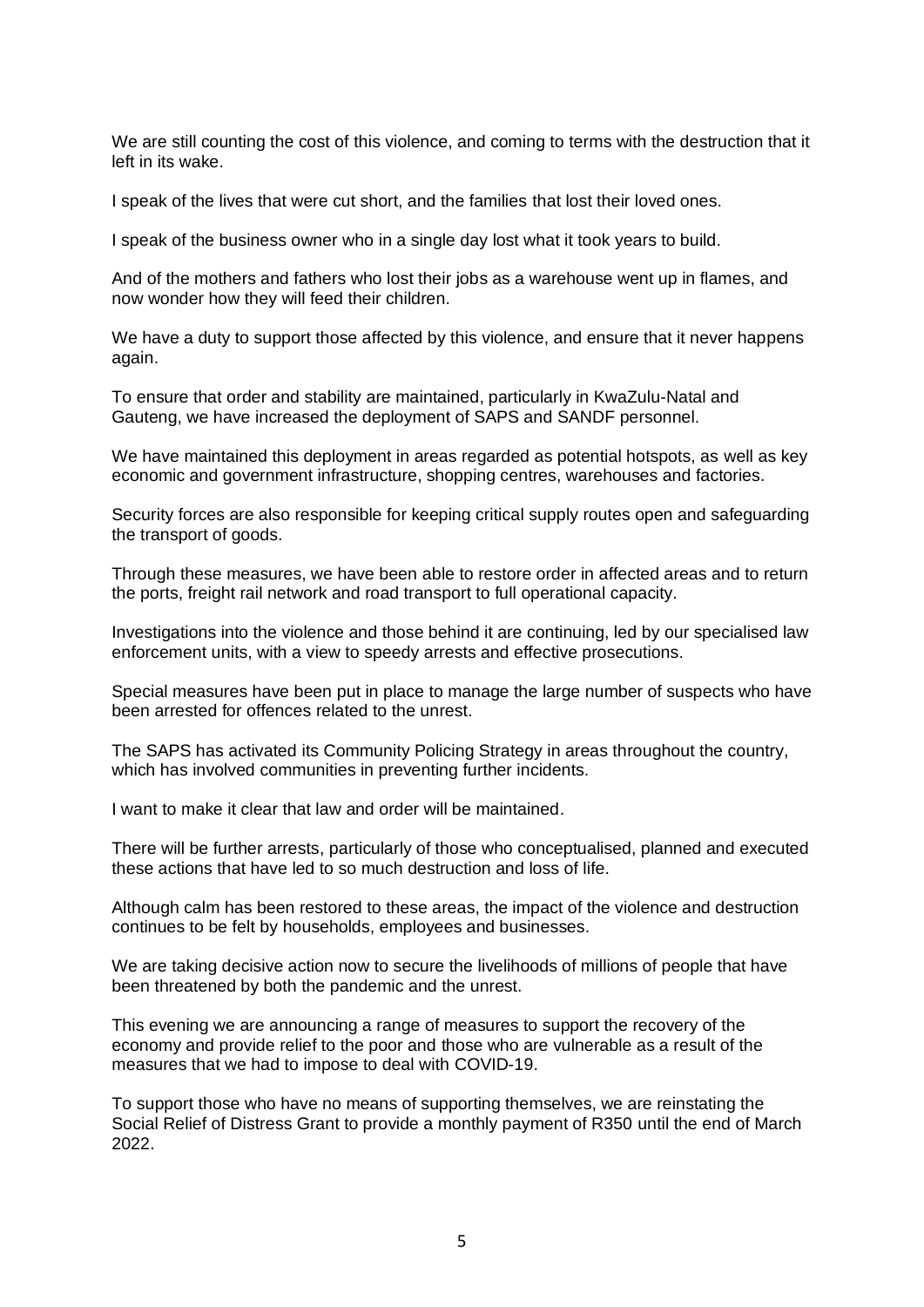We are still counting the cost of this violence, and coming to terms with the destruction that it left in its wake.

I speak of the lives that were cut short, and the families that lost their loved ones.

I speak of the business owner who in a single day lost what it took years to build.

And of the mothers and fathers who lost their jobs as a warehouse went up in flames, and now wonder how they will feed their children.

We have a duty to support those affected by this violence, and ensure that it never happens again.

To ensure that order and stability are maintained, particularly in KwaZulu-Natal and Gauteng, we have increased the deployment of SAPS and SANDF personnel.

We have maintained this deployment in areas regarded as potential hotspots, as well as key economic and government infrastructure, shopping centres, warehouses and factories.

Security forces are also responsible for keeping critical supply routes open and safeguarding the transport of goods.

Through these measures, we have been able to restore order in affected areas and to return the ports, freight rail network and road transport to full operational capacity.

Investigations into the violence and those behind it are continuing, led by our specialised law enforcement units, with a view to speedy arrests and effective prosecutions.

Special measures have been put in place to manage the large number of suspects who have been arrested for offences related to the unrest.

The SAPS has activated its Community Policing Strategy in areas throughout the country, which has involved communities in preventing further incidents.

I want to make it clear that law and order will be maintained.

There will be further arrests, particularly of those who conceptualised, planned and executed these actions that have led to so much destruction and loss of life.

Although calm has been restored to these areas, the impact of the violence and destruction continues to be felt by households, employees and businesses.

We are taking decisive action now to secure the livelihoods of millions of people that have been threatened by both the pandemic and the unrest.

This evening we are announcing a range of measures to support the recovery of the economy and provide relief to the poor and those who are vulnerable as a result of the measures that we had to impose to deal with COVID-19.

To support those who have no means of supporting themselves, we are reinstating the Social Relief of Distress Grant to provide a monthly payment of R350 until the end of March 2022.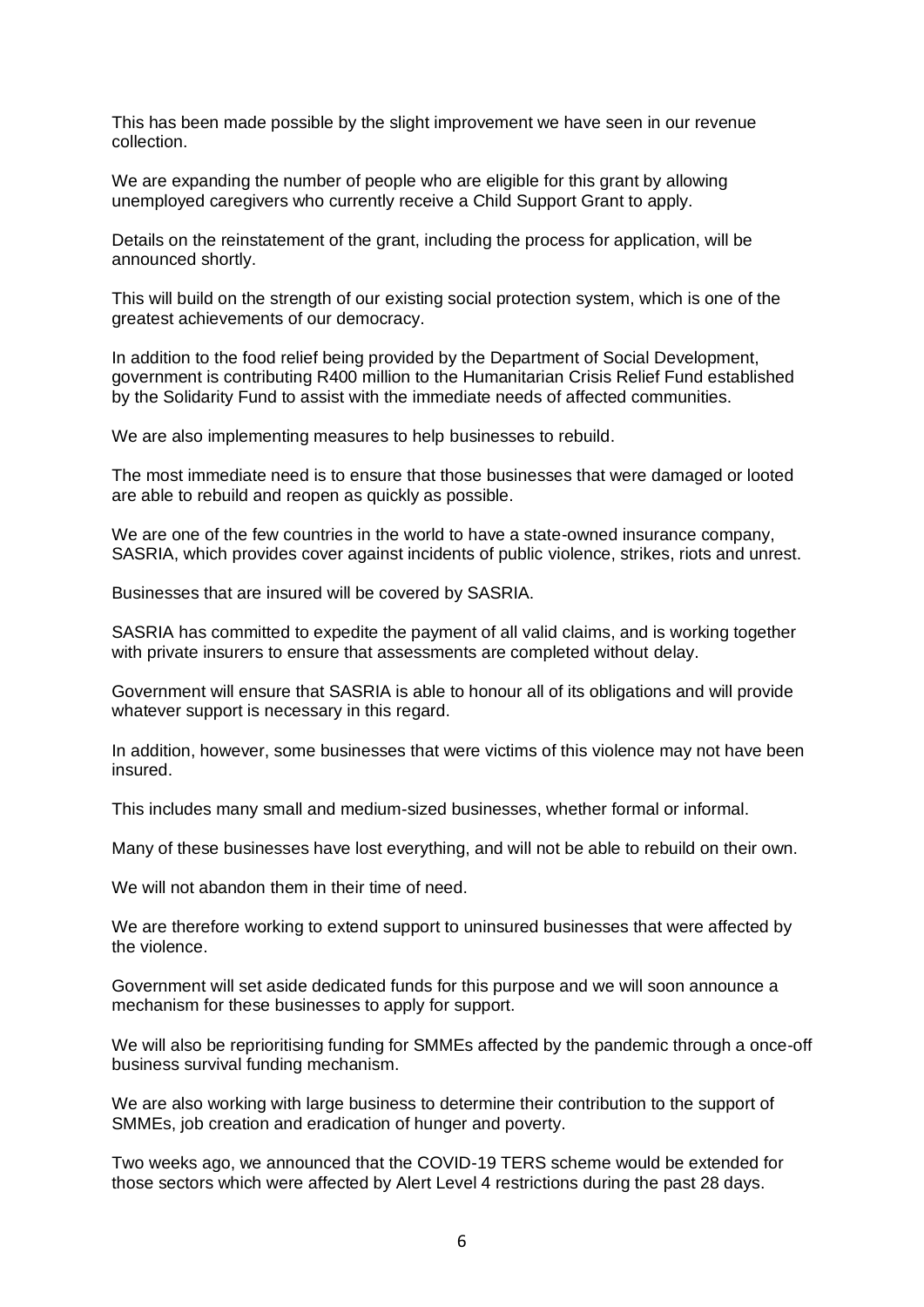This has been made possible by the slight improvement we have seen in our revenue collection.

We are expanding the number of people who are eligible for this grant by allowing unemployed caregivers who currently receive a Child Support Grant to apply.

Details on the reinstatement of the grant, including the process for application, will be announced shortly.

This will build on the strength of our existing social protection system, which is one of the greatest achievements of our democracy.

In addition to the food relief being provided by the Department of Social Development, government is contributing R400 million to the Humanitarian Crisis Relief Fund established by the Solidarity Fund to assist with the immediate needs of affected communities.

We are also implementing measures to help businesses to rebuild.

The most immediate need is to ensure that those businesses that were damaged or looted are able to rebuild and reopen as quickly as possible.

We are one of the few countries in the world to have a state-owned insurance company, SASRIA, which provides cover against incidents of public violence, strikes, riots and unrest.

Businesses that are insured will be covered by SASRIA.

SASRIA has committed to expedite the payment of all valid claims, and is working together with private insurers to ensure that assessments are completed without delay.

Government will ensure that SASRIA is able to honour all of its obligations and will provide whatever support is necessary in this regard.

In addition, however, some businesses that were victims of this violence may not have been insured.

This includes many small and medium-sized businesses, whether formal or informal.

Many of these businesses have lost everything, and will not be able to rebuild on their own.

We will not abandon them in their time of need.

We are therefore working to extend support to uninsured businesses that were affected by the violence.

Government will set aside dedicated funds for this purpose and we will soon announce a mechanism for these businesses to apply for support.

We will also be reprioritising funding for SMMEs affected by the pandemic through a once-off business survival funding mechanism.

We are also working with large business to determine their contribution to the support of SMMEs, job creation and eradication of hunger and poverty.

Two weeks ago, we announced that the COVID-19 TERS scheme would be extended for those sectors which were affected by Alert Level 4 restrictions during the past 28 days.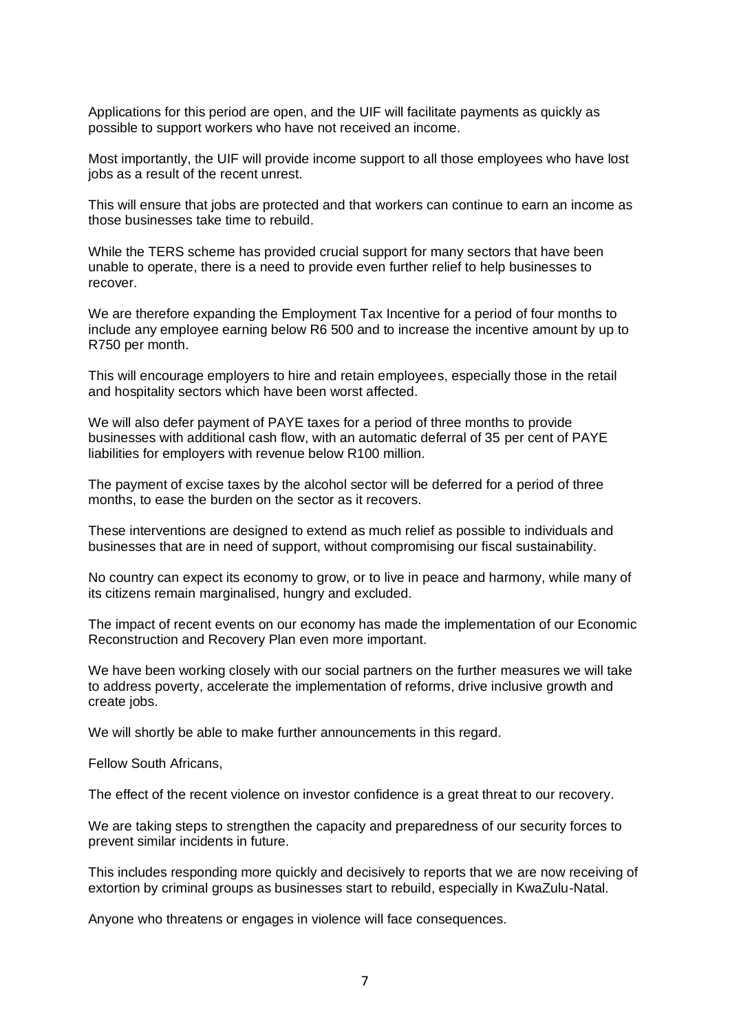Applications for this period are open, and the UIF will facilitate payments as quickly as possible to support workers who have not received an income.

Most importantly, the UIF will provide income support to all those employees who have lost jobs as a result of the recent unrest.

This will ensure that jobs are protected and that workers can continue to earn an income as those businesses take time to rebuild.

While the TERS scheme has provided crucial support for many sectors that have been unable to operate, there is a need to provide even further relief to help businesses to recover.

We are therefore expanding the Employment Tax Incentive for a period of four months to include any employee earning below R6 500 and to increase the incentive amount by up to R750 per month.

This will encourage employers to hire and retain employees, especially those in the retail and hospitality sectors which have been worst affected.

We will also defer payment of PAYE taxes for a period of three months to provide businesses with additional cash flow, with an automatic deferral of 35 per cent of PAYE liabilities for employers with revenue below R100 million.

The payment of excise taxes by the alcohol sector will be deferred for a period of three months, to ease the burden on the sector as it recovers.

These interventions are designed to extend as much relief as possible to individuals and businesses that are in need of support, without compromising our fiscal sustainability.

No country can expect its economy to grow, or to live in peace and harmony, while many of its citizens remain marginalised, hungry and excluded.

The impact of recent events on our economy has made the implementation of our Economic Reconstruction and Recovery Plan even more important.

We have been working closely with our social partners on the further measures we will take to address poverty, accelerate the implementation of reforms, drive inclusive growth and create jobs.

We will shortly be able to make further announcements in this regard.

Fellow South Africans,

The effect of the recent violence on investor confidence is a great threat to our recovery.

We are taking steps to strengthen the capacity and preparedness of our security forces to prevent similar incidents in future.

This includes responding more quickly and decisively to reports that we are now receiving of extortion by criminal groups as businesses start to rebuild, especially in KwaZulu-Natal.

Anyone who threatens or engages in violence will face consequences.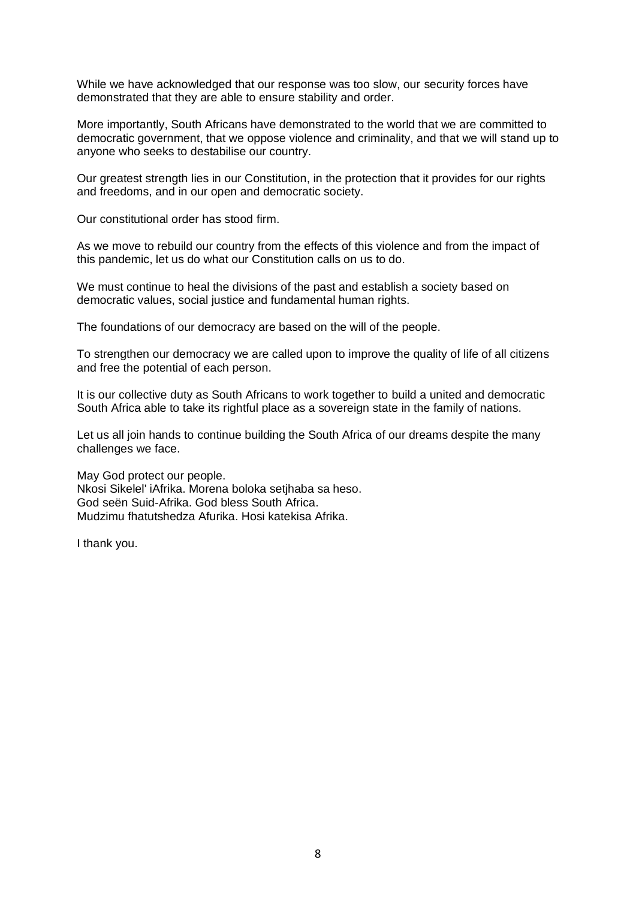While we have acknowledged that our response was too slow, our security forces have demonstrated that they are able to ensure stability and order.

More importantly, South Africans have demonstrated to the world that we are committed to democratic government, that we oppose violence and criminality, and that we will stand up to anyone who seeks to destabilise our country.

Our greatest strength lies in our Constitution, in the protection that it provides for our rights and freedoms, and in our open and democratic society.

Our constitutional order has stood firm.

As we move to rebuild our country from the effects of this violence and from the impact of this pandemic, let us do what our Constitution calls on us to do.

We must continue to heal the divisions of the past and establish a society based on democratic values, social justice and fundamental human rights.

The foundations of our democracy are based on the will of the people.

To strengthen our democracy we are called upon to improve the quality of life of all citizens and free the potential of each person.

It is our collective duty as South Africans to work together to build a united and democratic South Africa able to take its rightful place as a sovereign state in the family of nations.

Let us all join hands to continue building the South Africa of our dreams despite the many challenges we face.

May God protect our people.
Nkosi Sikelel' iAfrika. Morena boloka setjhaba sa heso.
God seën Suid-Afrika. God bless South Africa.
Mudzimu fhatutshedza Afurika. Hosi katekisa Afrika.

I thank you.